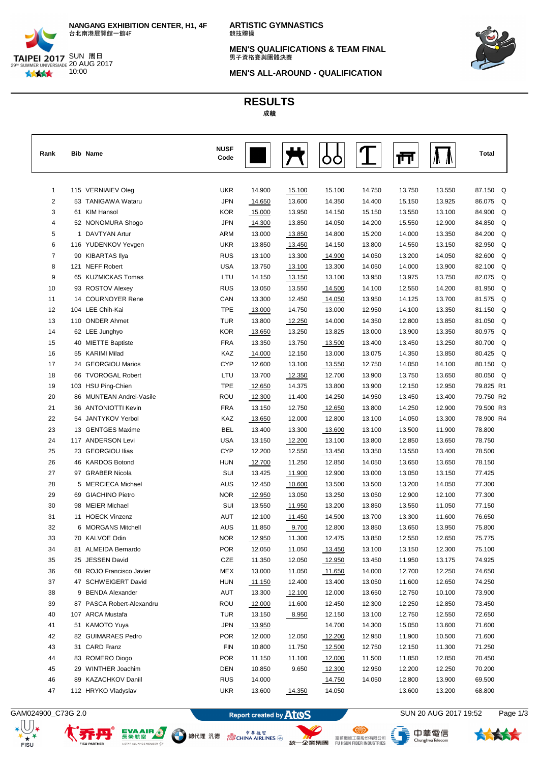NANGANG EXHIBITION CENTER, H1, 4F
台北南港展覽館一館4F

SUN 周日
20 AUG 2017
10:00

ARTISTIC GYMNASTICS
競技體操

MEN'S QUALIFICATIONS & TEAM FINAL
男子資格賽與團體決賽

MEN'S ALL-AROUND - QUALIFICATION

# RESULTS
成績

| Rank | Bib | Name | NUSF Code | Floor | Pommel Horse | Rings | Vault | Parallel Bars | Horizontal Bar | Total | |
|---|---|---|---|---|---|---|---|---|---|---|---|
| 1 | 115 | VERNIAIEV Oleg | UKR | 14.900 | 15.100 | 15.100 | 14.750 | 13.750 | 13.550 | 87.150 | Q |
| 2 | 53 | TANIGAWA Wataru | JPN | 14.650 | 13.600 | 14.350 | 14.400 | 15.150 | 13.925 | 86.075 | Q |
| 3 | 61 | KIM Hansol | KOR | 15.000 | 13.950 | 14.150 | 15.150 | 13.550 | 13.100 | 84.900 | Q |
| 4 | 52 | NONOMURA Shogo | JPN | 14.300 | 13.850 | 14.050 | 14.200 | 15.550 | 12.900 | 84.850 | Q |
| 5 | 1 | DAVTYAN Artur | ARM | 13.000 | 13.850 | 14.800 | 15.200 | 14.000 | 13.350 | 84.200 | Q |
| 6 | 116 | YUDENKOV Yevgen | UKR | 13.850 | 13.450 | 14.150 | 13.800 | 14.550 | 13.150 | 82.950 | Q |
| 7 | 90 | KIBARTAS Ilya | RUS | 13.100 | 13.300 | 14.900 | 14.050 | 13.200 | 14.050 | 82.600 | Q |
| 8 | 121 | NEFF Robert | USA | 13.750 | 13.100 | 13.300 | 14.050 | 14.000 | 13.900 | 82.100 | Q |
| 9 | 65 | KUZMICKAS Tomas | LTU | 14.150 | 13.150 | 13.100 | 13.950 | 13.975 | 13.750 | 82.075 | Q |
| 10 | 93 | ROSTOV Alexey | RUS | 13.050 | 13.550 | 14.500 | 14.100 | 12.550 | 14.200 | 81.950 | Q |
| 11 | 14 | COURNOYER Rene | CAN | 13.300 | 12.450 | 14.050 | 13.950 | 14.125 | 13.700 | 81.575 | Q |
| 12 | 104 | LEE Chih-Kai | TPE | 13.000 | 14.750 | 13.000 | 12.950 | 14.100 | 13.350 | 81.150 | Q |
| 13 | 110 | ONDER Ahmet | TUR | 13.800 | 12.250 | 14.000 | 14.350 | 12.800 | 13.850 | 81.050 | Q |
| 14 | 62 | LEE Junghyo | KOR | 13.650 | 13.250 | 13.825 | 13.000 | 13.900 | 13.350 | 80.975 | Q |
| 15 | 40 | MIETTE Baptiste | FRA | 13.350 | 13.750 | 13.500 | 13.400 | 13.450 | 13.250 | 80.700 | Q |
| 16 | 55 | KARIMI Milad | KAZ | 14.000 | 12.150 | 13.000 | 13.075 | 14.350 | 13.850 | 80.425 | Q |
| 17 | 24 | GEORGIOU Marios | CYP | 12.600 | 13.100 | 13.550 | 12.750 | 14.050 | 14.100 | 80.150 | Q |
| 18 | 66 | TVOROGAL Robert | LTU | 13.700 | 12.350 | 12.700 | 13.900 | 13.750 | 13.650 | 80.050 | Q |
| 19 | 103 | HSU Ping-Chien | TPE | 12.650 | 14.375 | 13.800 | 13.900 | 12.150 | 12.950 | 79.825 | R1 |
| 20 | 86 | MUNTEAN Andrei-Vasile | ROU | 12.300 | 11.400 | 14.250 | 14.950 | 13.450 | 13.400 | 79.750 | R2 |
| 21 | 36 | ANTONIOTTI Kevin | FRA | 13.150 | 12.750 | 12.650 | 13.800 | 14.250 | 12.900 | 79.500 | R3 |
| 22 | 54 | JANTYKOV Yerbol | KAZ | 13.650 | 12.000 | 12.800 | 13.100 | 14.050 | 13.300 | 78.900 | R4 |
| 23 | 13 | GENTGES Maxime | BEL | 13.400 | 13.300 | 13.600 | 13.100 | 13.500 | 11.900 | 78.800 | |
| 24 | 117 | ANDERSON Levi | USA | 13.150 | 12.200 | 13.100 | 13.800 | 12.850 | 13.650 | 78.750 | |
| 25 | 23 | GEORGIOU Ilias | CYP | 12.200 | 12.550 | 13.450 | 13.350 | 13.550 | 13.400 | 78.500 | |
| 26 | 46 | KARDOS Botond | HUN | 12.700 | 11.250 | 12.850 | 14.050 | 13.650 | 13.650 | 78.150 | |
| 27 | 97 | GRABER Nicola | SUI | 13.425 | 11.900 | 12.900 | 13.000 | 13.050 | 13.150 | 77.425 | |
| 28 | 5 | MERCIECA Michael | AUS | 12.450 | 10.600 | 13.500 | 13.500 | 13.200 | 14.050 | 77.300 | |
| 29 | 69 | GIACHINO Pietro | NOR | 12.950 | 13.050 | 13.250 | 13.050 | 12.900 | 12.100 | 77.300 | |
| 30 | 98 | MEIER Michael | SUI | 13.550 | 11.950 | 13.200 | 13.850 | 13.550 | 11.050 | 77.150 | |
| 31 | 11 | HOECK Vinzenz | AUT | 12.100 | 11.450 | 14.500 | 13.700 | 13.300 | 11.600 | 76.650 | |
| 32 | 6 | MORGANS Mitchell | AUS | 11.850 | 9.700 | 12.800 | 13.850 | 13.650 | 13.950 | 75.800 | |
| 33 | 70 | KALVOE Odin | NOR | 12.950 | 11.300 | 12.475 | 13.850 | 12.550 | 12.650 | 75.775 | |
| 34 | 81 | ALMEIDA Bernardo | POR | 12.050 | 11.050 | 13.450 | 13.100 | 13.150 | 12.300 | 75.100 | |
| 35 | 25 | JESSEN David | CZE | 11.350 | 12.050 | 12.950 | 13.450 | 11.950 | 13.175 | 74.925 | |
| 36 | 68 | ROJO Francisco Javier | MEX | 13.000 | 11.050 | 11.650 | 14.000 | 12.700 | 12.250 | 74.650 | |
| 37 | 47 | SCHWEIGERT David | HUN | 11.150 | 12.400 | 13.400 | 13.050 | 11.600 | 12.650 | 74.250 | |
| 38 | 9 | BENDA Alexander | AUT | 13.300 | 12.100 | 12.000 | 13.650 | 12.750 | 10.100 | 73.900 | |
| 39 | 87 | PASCA Robert-Alexandru | ROU | 12.000 | 11.600 | 12.450 | 12.300 | 12.250 | 12.850 | 73.450 | |
| 40 | 107 | ARCA Mustafa | TUR | 13.150 | 8.950 | 12.150 | 13.100 | 12.750 | 12.550 | 72.650 | |
| 41 | 51 | KAMOTO Yuya | JPN | 13.950 | | 14.700 | 14.300 | 15.050 | 13.600 | 71.600 | |
| 42 | 82 | GUIMARAES Pedro | POR | 12.000 | 12.050 | 12.200 | 12.950 | 11.900 | 10.500 | 71.600 | |
| 43 | 31 | CARD Franz | FIN | 10.800 | 11.750 | 12.500 | 12.750 | 12.150 | 11.300 | 71.250 | |
| 44 | 83 | ROMERO Diogo | POR | 11.150 | 11.100 | 12.000 | 11.500 | 11.850 | 12.850 | 70.450 | |
| 45 | 29 | WINTHER Joachim | DEN | 10.850 | 9.650 | 12.300 | 12.950 | 12.200 | 12.250 | 70.200 | |
| 46 | 89 | KAZACHKOV Daniil | RUS | 14.000 | | 14.750 | 14.050 | 12.800 | 13.900 | 69.500 | |
| 47 | 112 | HRYKO Vladyslav | UKR | 13.600 | 14.350 | 14.050 | | 13.600 | 13.200 | 68.800 | |

GAM024900_C73G 2.0 — Report created by Atos — SUN 20 AUG 2017 19:52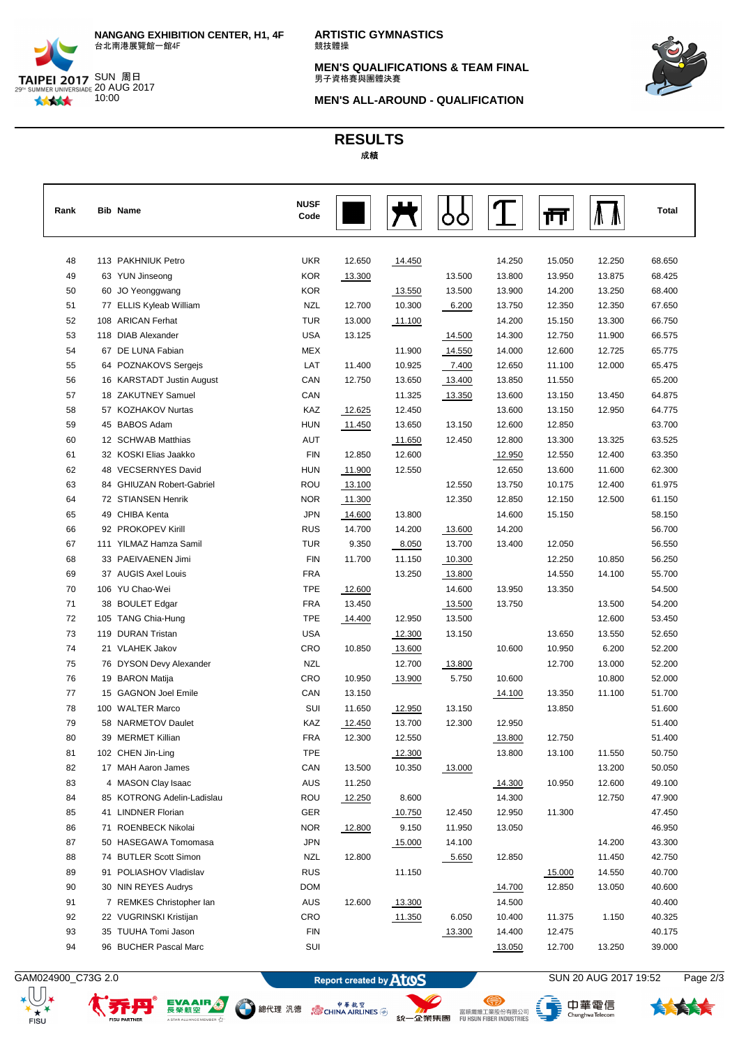**ARTISTIC GYMNASTICS**
競技體操

**MEN'S QUALIFICATIONS & TEAM FINAL**
男子資格賽與團體決賽

**MEN'S ALL-AROUND - QUALIFICATION**

NANGANG EXHIBITION CENTER, H1, 4F
台北南港展覽館一館4F

SUN 周日
20 AUG 2017
10:00

# RESULTS
成績

| Rank | Bib | Name | NUSF Code | | | | | | | Total |
|---|---|---|---|---|---|---|---|---|---|---|
| 48 | 113 | PAKHNIUK Petro | UKR | 12.650 | 14.450 | | 14.250 | 15.050 | 12.250 | 68.650 |
| 49 | 63 | YUN Jinseong | KOR | 13.300 | | 13.500 | 13.800 | 13.950 | 13.875 | 68.425 |
| 50 | 60 | JO Yeonggwang | KOR | | 13.550 | 13.500 | 13.900 | 14.200 | 13.250 | 68.400 |
| 51 | 77 | ELLIS Kyleab William | NZL | 12.700 | 10.300 | 6.200 | 13.750 | 12.350 | 12.350 | 67.650 |
| 52 | 108 | ARICAN Ferhat | TUR | 13.000 | 11.100 | | 14.200 | 15.150 | 13.300 | 66.750 |
| 53 | 118 | DIAB Alexander | USA | 13.125 | | 14.500 | 14.300 | 12.750 | 11.900 | 66.575 |
| 54 | 67 | DE LUNA Fabian | MEX | | 11.900 | 14.550 | 14.000 | 12.600 | 12.725 | 65.775 |
| 55 | 64 | POZNAKOVS Sergejs | LAT | 11.400 | 10.925 | 7.400 | 12.650 | 11.100 | 12.000 | 65.475 |
| 56 | 16 | KARSTADT Justin August | CAN | 12.750 | 13.650 | 13.400 | 13.850 | 11.550 | | 65.200 |
| 57 | 18 | ZAKUTNEY Samuel | CAN | | 11.325 | 13.350 | 13.600 | 13.150 | 13.450 | 64.875 |
| 58 | 57 | KOZHAKOV Nurtas | KAZ | 12.625 | 12.450 | | 13.600 | 13.150 | 12.950 | 64.775 |
| 59 | 45 | BABOS Adam | HUN | 11.450 | 13.650 | 13.150 | 12.600 | 12.850 | | 63.700 |
| 60 | 12 | SCHWAB Matthias | AUT | | 11.650 | 12.450 | 12.800 | 13.300 | 13.325 | 63.525 |
| 61 | 32 | KOSKI Elias Jaakko | FIN | 12.850 | 12.600 | | 12.950 | 12.550 | 12.400 | 63.350 |
| 62 | 48 | VECSERNYES David | HUN | 11.900 | 12.550 | | 12.650 | 13.600 | 11.600 | 62.300 |
| 63 | 84 | GHIUZAN Robert-Gabriel | ROU | 13.100 | | 12.550 | 13.750 | 10.175 | 12.400 | 61.975 |
| 64 | 72 | STIANSEN Henrik | NOR | 11.300 | | 12.350 | 12.850 | 12.150 | 12.500 | 61.150 |
| 65 | 49 | CHIBA Kenta | JPN | 14.600 | 13.800 | | 14.600 | 15.150 | | 58.150 |
| 66 | 92 | PROKOPEV Kirill | RUS | 14.700 | 14.200 | 13.600 | 14.200 | | | 56.700 |
| 67 | 111 | YILMAZ Hamza Samil | TUR | 9.350 | 8.050 | 13.700 | 13.400 | 12.050 | | 56.550 |
| 68 | 33 | PAEIVAENEN Jimi | FIN | 11.700 | 11.150 | 10.300 | | 12.250 | 10.850 | 56.250 |
| 69 | 37 | AUGIS Axel Louis | FRA | | 13.250 | 13.800 | | 14.550 | 14.100 | 55.700 |
| 70 | 106 | YU Chao-Wei | TPE | 12.600 | | 14.600 | 13.950 | 13.350 | | 54.500 |
| 71 | 38 | BOULET Edgar | FRA | 13.450 | | 13.500 | 13.750 | | 13.500 | 54.200 |
| 72 | 105 | TANG Chia-Hung | TPE | 14.400 | 12.950 | 13.500 | | | 12.600 | 53.450 |
| 73 | 119 | DURAN Tristan | USA | | 12.300 | 13.150 | | 13.650 | 13.550 | 52.650 |
| 74 | 21 | VLAHEK Jakov | CRO | 10.850 | 13.600 | | 10.600 | 10.950 | 6.200 | 52.200 |
| 75 | 76 | DYSON Devy Alexander | NZL | | 12.700 | 13.800 | | 12.700 | 13.000 | 52.200 |
| 76 | 19 | BARON Matija | CRO | 10.950 | 13.900 | 5.750 | 10.600 | | 10.800 | 52.000 |
| 77 | 15 | GAGNON Joel Emile | CAN | 13.150 | | | 14.100 | 13.350 | 11.100 | 51.700 |
| 78 | 100 | WALTER Marco | SUI | 11.650 | 12.950 | 13.150 | | 13.850 | | 51.600 |
| 79 | 58 | NARMETOV Daulet | KAZ | 12.450 | 13.700 | 12.300 | 12.950 | | | 51.400 |
| 80 | 39 | MERMET Killian | FRA | 12.300 | 12.550 | | 13.800 | 12.750 | | 51.400 |
| 81 | 102 | CHEN Jin-Ling | TPE | | 12.300 | | 13.800 | 13.100 | 11.550 | 50.750 |
| 82 | 17 | MAH Aaron James | CAN | 13.500 | 10.350 | 13.000 | | | 13.200 | 50.050 |
| 83 | 4 | MASON Clay Isaac | AUS | 11.250 | | | 14.300 | 10.950 | 12.600 | 49.100 |
| 84 | 85 | KOTRONG Adelin-Ladislau | ROU | 12.250 | 8.600 | | 14.300 | | 12.750 | 47.900 |
| 85 | 41 | LINDNER Florian | GER | | 10.750 | 12.450 | 12.950 | 11.300 | | 47.450 |
| 86 | 71 | ROENBECK Nikolai | NOR | 12.800 | 9.150 | 11.950 | 13.050 | | | 46.950 |
| 87 | 50 | HASEGAWA Tomomasa | JPN | | 15.000 | 14.100 | | | 14.200 | 43.300 |
| 88 | 74 | BUTLER Scott Simon | NZL | 12.800 | | 5.650 | 12.850 | | 11.450 | 42.750 |
| 89 | 91 | POLIASHOV Vladislav | RUS | | 11.150 | | | 15.000 | 14.550 | 40.700 |
| 90 | 30 | NIN REYES Audrys | DOM | | | | 14.700 | 12.850 | 13.050 | 40.600 |
| 91 | 7 | REMKES Christopher Ian | AUS | 12.600 | 13.300 | | 14.500 | | | 40.400 |
| 92 | 22 | VUGRINSKI Kristijan | CRO | | 11.350 | 6.050 | 10.400 | 11.375 | 1.150 | 40.325 |
| 93 | 35 | TUUHA Tomi Jason | FIN | | | 13.300 | 14.400 | 12.475 | | 40.175 |
| 94 | 96 | BUCHER Pascal Marc | SUI | | | | 13.050 | 12.700 | 13.250 | 39.000 |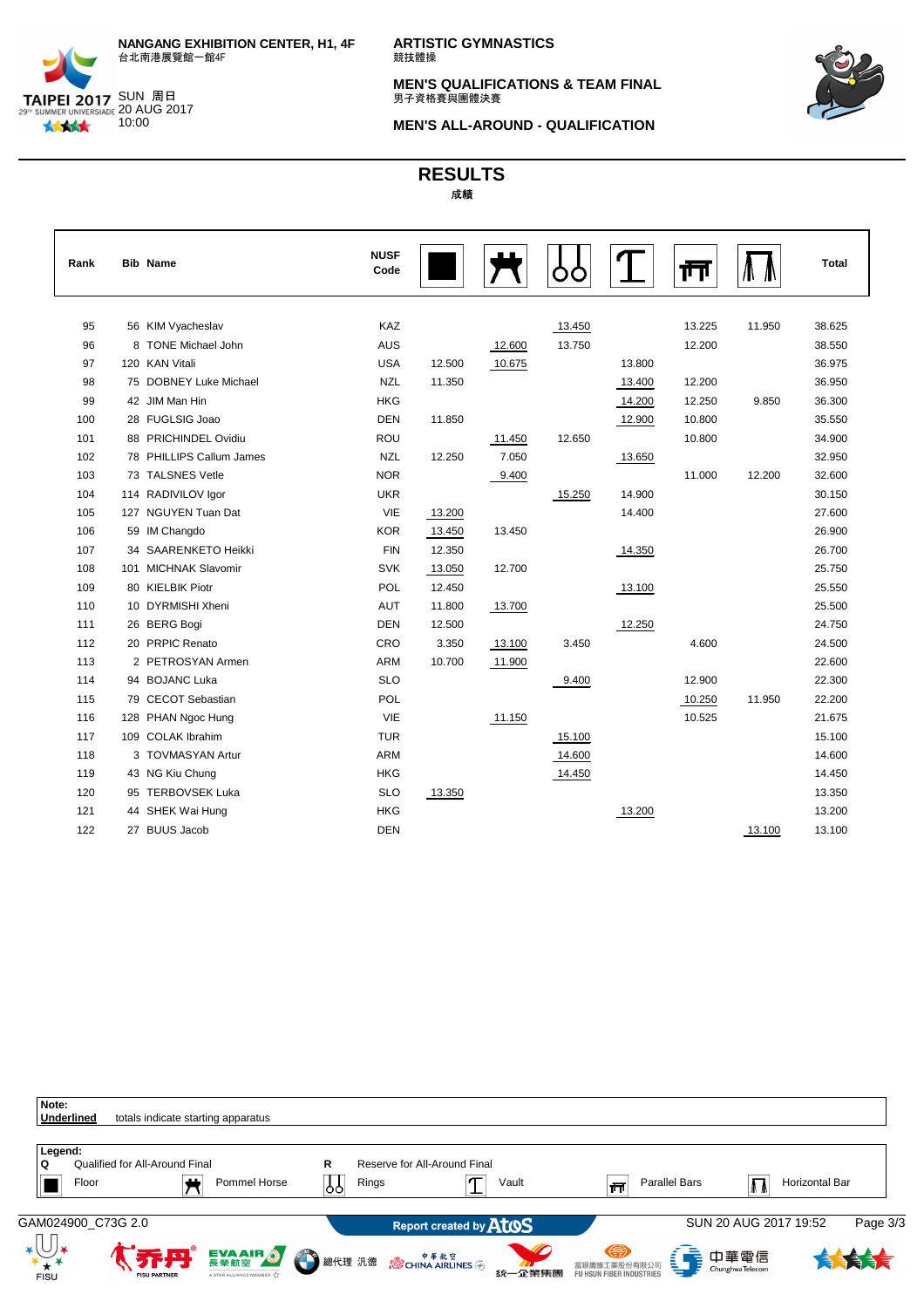NANGANG EXHIBITION CENTER, H1, 4F
台北南港展覽館一館4F

SUN 周日
20 AUG 2017
10:00

ARTISTIC GYMNASTICS
競技體操

MEN'S QUALIFICATIONS & TEAM FINAL
男子資格賽與團體決賽

MEN'S ALL-AROUND - QUALIFICATION

# RESULTS
成績

| Rank | Bib | Name | NUSF Code | Floor | Pommel Horse | Rings | Vault | Parallel Bars | Horizontal Bar | Total |
|---|---|---|---|---|---|---|---|---|---|---|
| 95 | 56 | KIM Vyacheslav | KAZ | | | <u>13.450</u> | | 13.225 | 11.950 | 38.625 |
| 96 | 8 | TONE Michael John | AUS | | <u>12.600</u> | 13.750 | | 12.200 | | 38.550 |
| 97 | 120 | KAN Vitali | USA | 12.500 | <u>10.675</u> | | 13.800 | | | 36.975 |
| 98 | 75 | DOBNEY Luke Michael | NZL | 11.350 | | | <u>13.400</u> | 12.200 | | 36.950 |
| 99 | 42 | JIM Man Hin | HKG | | | | <u>14.200</u> | 12.250 | 9.850 | 36.300 |
| 100 | 28 | FUGLSIG Joao | DEN | 11.850 | | | <u>12.900</u> | 10.800 | | 35.550 |
| 101 | 88 | PRICHINDEL Ovidiu | ROU | | <u>11.450</u> | 12.650 | | 10.800 | | 34.900 |
| 102 | 78 | PHILLIPS Callum James | NZL | 12.250 | 7.050 | | <u>13.650</u> | | | 32.950 |
| 103 | 73 | TALSNES Vetle | NOR | | <u>9.400</u> | | | 11.000 | 12.200 | 32.600 |
| 104 | 114 | RADIVILOV Igor | UKR | | | <u>15.250</u> | 14.900 | | | 30.150 |
| 105 | 127 | NGUYEN Tuan Dat | VIE | <u>13.200</u> | | | 14.400 | | | 27.600 |
| 106 | 59 | IM Changdo | KOR | <u>13.450</u> | 13.450 | | | | | 26.900 |
| 107 | 34 | SAARENKETO Heikki | FIN | 12.350 | | | <u>14.350</u> | | | 26.700 |
| 108 | 101 | MICHNAK Slavomir | SVK | <u>13.050</u> | 12.700 | | | | | 25.750 |
| 109 | 80 | KIELBIK Piotr | POL | 12.450 | | | <u>13.100</u> | | | 25.550 |
| 110 | 10 | DYRMISHI Xheni | AUT | 11.800 | <u>13.700</u> | | | | | 25.500 |
| 111 | 26 | BERG Bogi | DEN | 12.500 | | | <u>12.250</u> | | | 24.750 |
| 112 | 20 | PRPIC Renato | CRO | 3.350 | <u>13.100</u> | 3.450 | | 4.600 | | 24.500 |
| 113 | 2 | PETROSYAN Armen | ARM | 10.700 | <u>11.900</u> | | | | | 22.600 |
| 114 | 94 | BOJANC Luka | SLO | | | <u>9.400</u> | | 12.900 | | 22.300 |
| 115 | 79 | CECOT Sebastian | POL | | | | | <u>10.250</u> | 11.950 | 22.200 |
| 116 | 128 | PHAN Ngoc Hung | VIE | | <u>11.150</u> | | | 10.525 | | 21.675 |
| 117 | 109 | COLAK Ibrahim | TUR | | | <u>15.100</u> | | | | 15.100 |
| 118 | 3 | TOVMASYAN Artur | ARM | | | <u>14.600</u> | | | | 14.600 |
| 119 | 43 | NG Kiu Chung | HKG | | | <u>14.450</u> | | | | 14.450 |
| 120 | 95 | TERBOVSEK Luka | SLO | <u>13.350</u> | | | | | | 13.350 |
| 121 | 44 | SHEK Wai Hung | HKG | | | | <u>13.200</u> | | | 13.200 |
| 122 | 27 | BUUS Jacob | DEN | | | | | | <u>13.100</u> | 13.100 |

**Note:**
<u>Underlined</u> totals indicate starting apparatus

**Legend:**
Q — Qualified for All-Around Final
R — Reserve for All-Around Final
Floor, Pommel Horse, Rings, Vault, Parallel Bars, Horizontal Bar

GAM024900_C73G 2.0 — Report created by Atos — SUN 20 AUG 2017 19:52